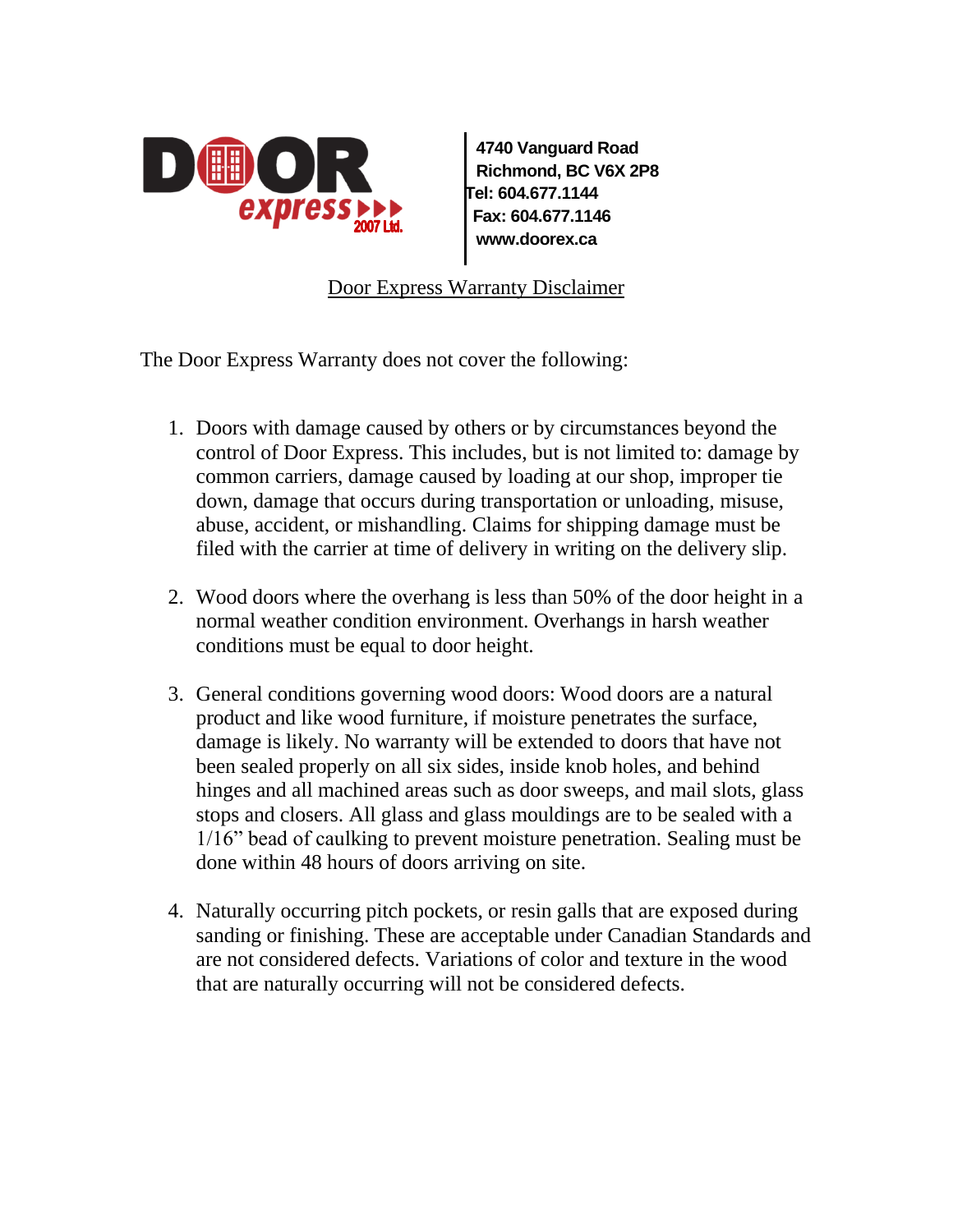**DOOR express 2007 Ltd.**

**4740 Vanguard Road**
**Richmond, BC V6X 2P8**
**Tel: 604.677.1144**
**Fax: 604.677.1146**
**www.doorex.ca**

# Door Express Warranty Disclaimer

The Door Express Warranty does not cover the following:

1. Doors with damage caused by others or by circumstances beyond the control of Door Express. This includes, but is not limited to: damage by common carriers, damage caused by loading at our shop, improper tie down, damage that occurs during transportation or unloading, misuse, abuse, accident, or mishandling. Claims for shipping damage must be filed with the carrier at time of delivery in writing on the delivery slip.

2. Wood doors where the overhang is less than 50% of the door height in a normal weather condition environment. Overhangs in harsh weather conditions must be equal to door height.

3. General conditions governing wood doors: Wood doors are a natural product and like wood furniture, if moisture penetrates the surface, damage is likely. No warranty will be extended to doors that have not been sealed properly on all six sides, inside knob holes, and behind hinges and all machined areas such as door sweeps, and mail slots, glass stops and closers. All glass and glass mouldings are to be sealed with a 1/16” bead of caulking to prevent moisture penetration. Sealing must be done within 48 hours of doors arriving on site.

4. Naturally occurring pitch pockets, or resin galls that are exposed during sanding or finishing. These are acceptable under Canadian Standards and are not considered defects. Variations of color and texture in the wood that are naturally occurring will not be considered defects.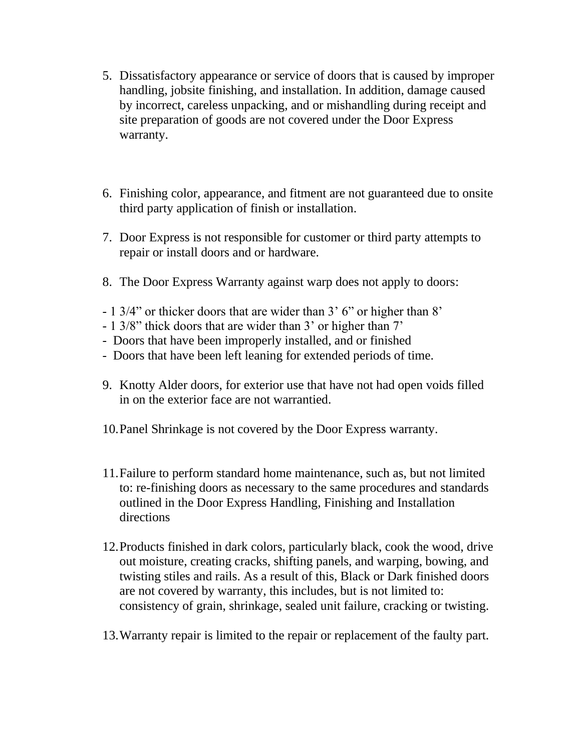5. Dissatisfactory appearance or service of doors that is caused by improper handling, jobsite finishing, and installation. In addition, damage caused by incorrect, careless unpacking, and or mishandling during receipt and site preparation of goods are not covered under the Door Express warranty.

6. Finishing color, appearance, and fitment are not guaranteed due to onsite third party application of finish or installation.

7. Door Express is not responsible for customer or third party attempts to repair or install doors and or hardware.

8. The Door Express Warranty against warp does not apply to doors:

- 1 3/4" or thicker doors that are wider than 3' 6" or higher than 8'
- 1 3/8" thick doors that are wider than 3' or higher than 7'
- Doors that have been improperly installed, and or finished
- Doors that have been left leaning for extended periods of time.

9. Knotty Alder doors, for exterior use that have not had open voids filled in on the exterior face are not warrantied.

10. Panel Shrinkage is not covered by the Door Express warranty.

11. Failure to perform standard home maintenance, such as, but not limited to: re-finishing doors as necessary to the same procedures and standards outlined in the Door Express Handling, Finishing and Installation directions

12. Products finished in dark colors, particularly black, cook the wood, drive out moisture, creating cracks, shifting panels, and warping, bowing, and twisting stiles and rails. As a result of this, Black or Dark finished doors are not covered by warranty, this includes, but is not limited to: consistency of grain, shrinkage, sealed unit failure, cracking or twisting.

13. Warranty repair is limited to the repair or replacement of the faulty part.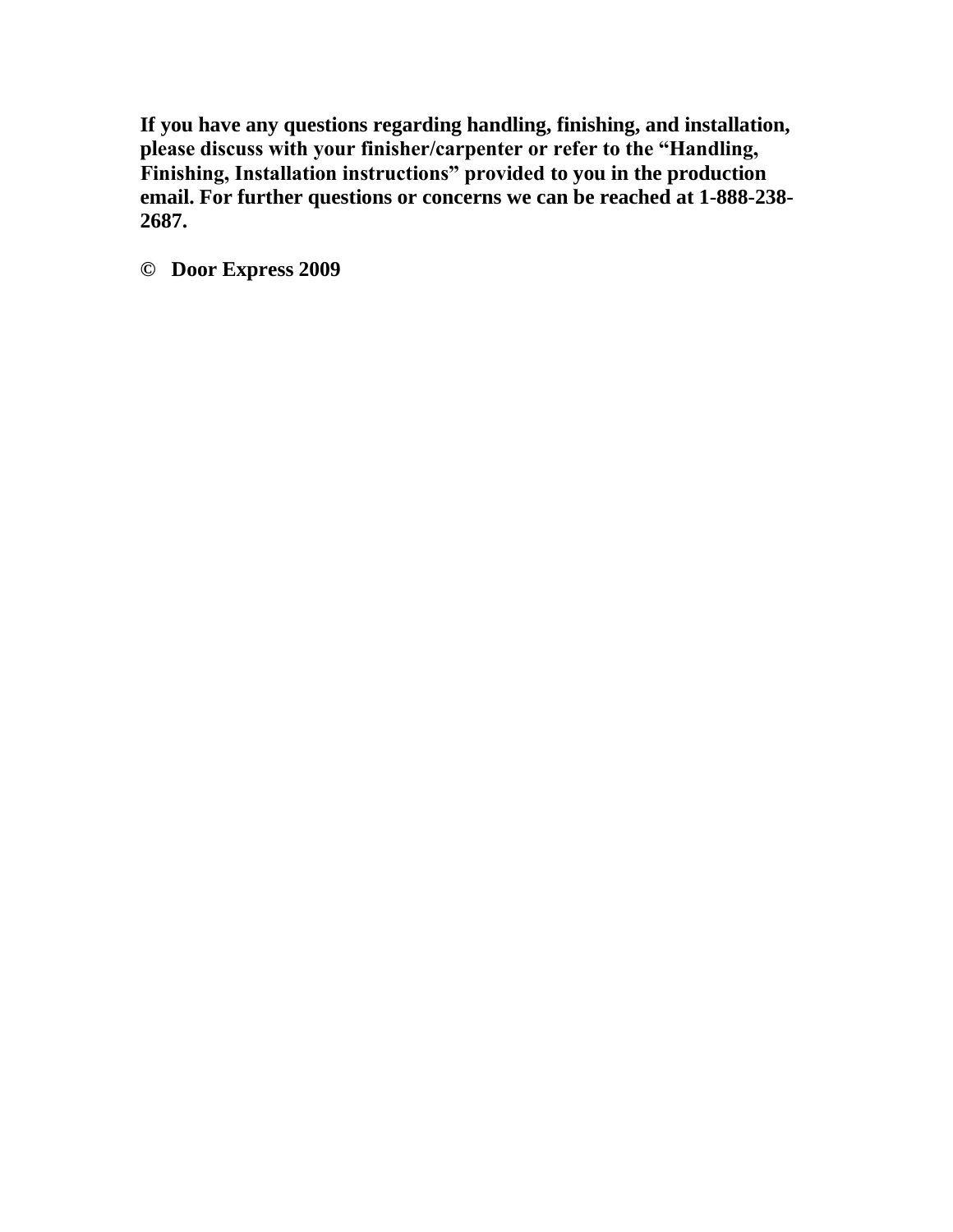**If you have any questions regarding handling, finishing, and installation, please discuss with your finisher/carpenter or refer to the “Handling, Finishing, Installation instructions” provided to you in the production email. For further questions or concerns we can be reached at 1-888-238-2687.**

**© Door Express 2009**